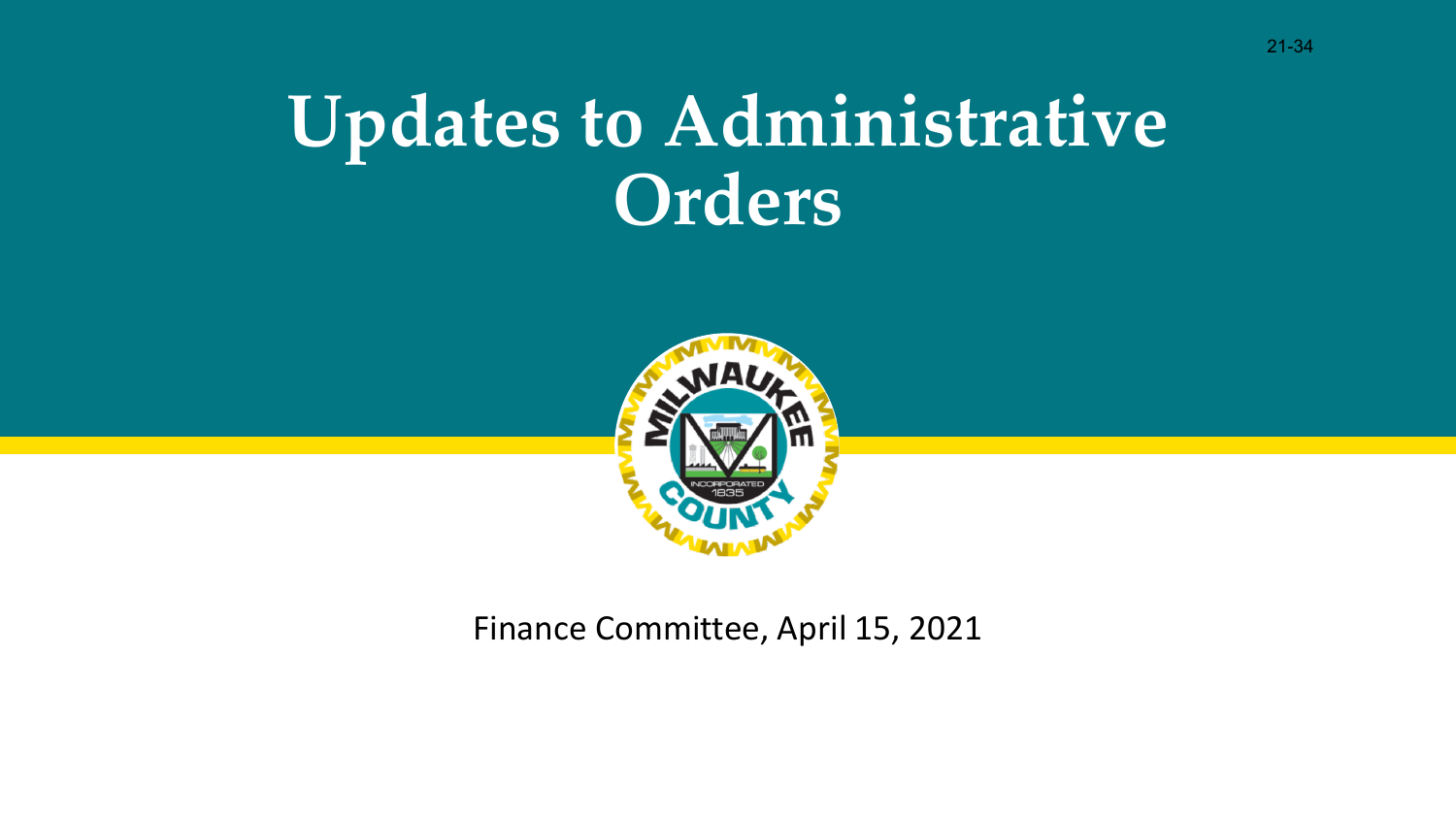21-34

# Updates to Administrative Orders

Finance Committee, April 15, 2021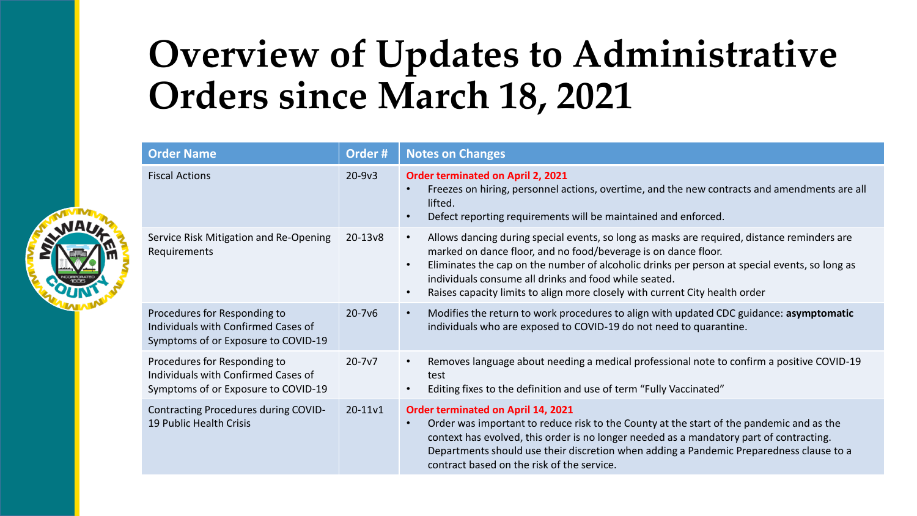# Overview of Updates to Administrative Orders since March 18, 2021

| Order Name | Order # | Notes on Changes |
|---|---|---|
| Fiscal Actions | 20-9v3 | **Order terminated on April 2, 2021**<br>• Freezes on hiring, personnel actions, overtime, and the new contracts and amendments are all lifted.<br>• Defect reporting requirements will be maintained and enforced. |
| Service Risk Mitigation and Re-Opening Requirements | 20-13v8 | • Allows dancing during special events, so long as masks are required, distance reminders are marked on dance floor, and no food/beverage is on dance floor.<br>• Eliminates the cap on the number of alcoholic drinks per person at special events, so long as individuals consume all drinks and food while seated.<br>• Raises capacity limits to align more closely with current City health order |
| Procedures for Responding to Individuals with Confirmed Cases of Symptoms of or Exposure to COVID-19 | 20-7v6 | • Modifies the return to work procedures to align with updated CDC guidance: **asymptomatic** individuals who are exposed to COVID-19 do not need to quarantine. |
| Procedures for Responding to Individuals with Confirmed Cases of Symptoms of or Exposure to COVID-19 | 20-7v7 | • Removes language about needing a medical professional note to confirm a positive COVID-19 test<br>• Editing fixes to the definition and use of term "Fully Vaccinated" |
| Contracting Procedures during COVID-19 Public Health Crisis | 20-11v1 | **Order terminated on April 14, 2021**<br>• Order was important to reduce risk to the County at the start of the pandemic and as the context has evolved, this order is no longer needed as a mandatory part of contracting. Departments should use their discretion when adding a Pandemic Preparedness clause to a contract based on the risk of the service. |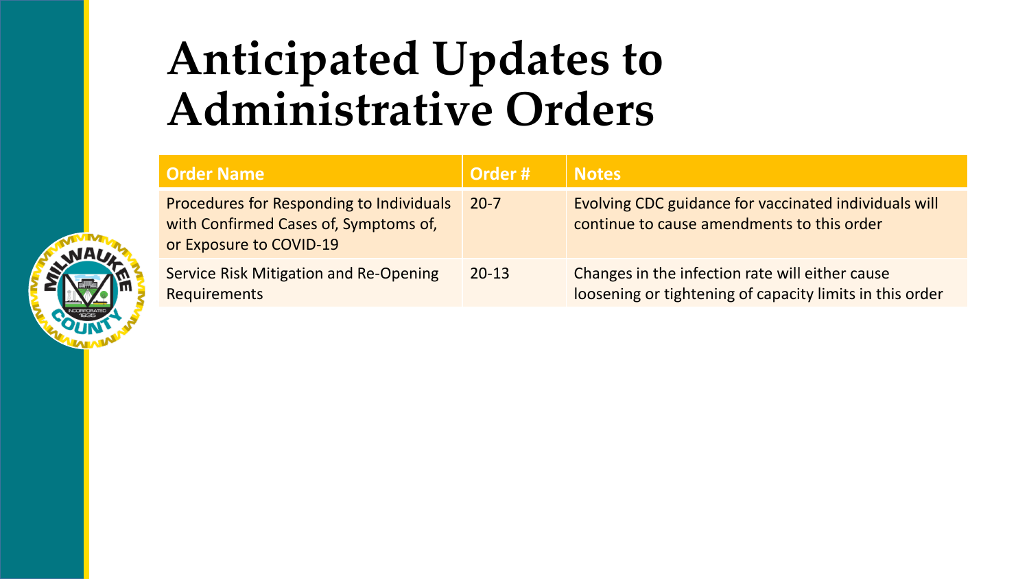# Anticipated Updates to Administrative Orders

| Order Name | Order # | Notes |
| --- | --- | --- |
| Procedures for Responding to Individuals with Confirmed Cases of, Symptoms of, or Exposure to COVID-19 | 20-7 | Evolving CDC guidance for vaccinated individuals will continue to cause amendments to this order |
| Service Risk Mitigation and Re-Opening Requirements | 20-13 | Changes in the infection rate will either cause loosening or tightening of capacity limits in this order |